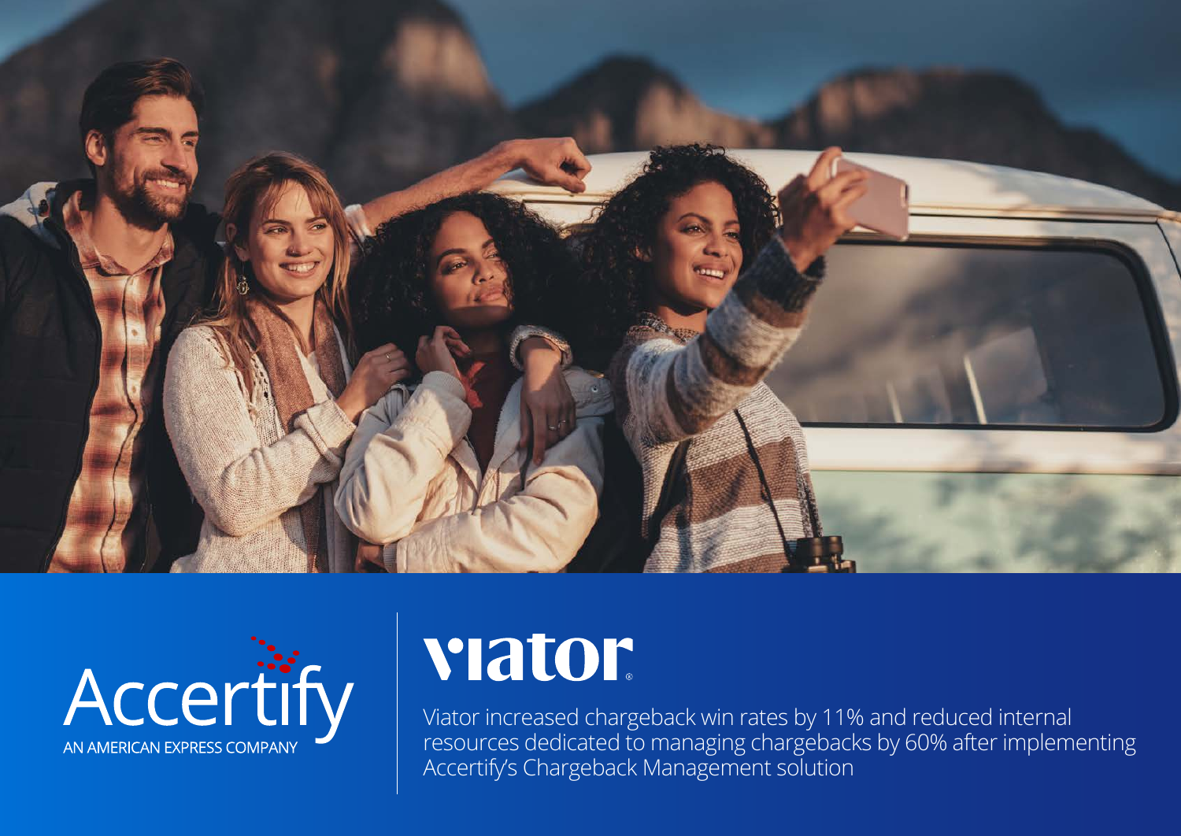Accertify

AN AMERICAN EXPRESS COMPANY

# viator

Viator increased chargeback win rates by 11% and reduced internal resources dedicated to managing chargebacks by 60% after implementing Accertify's Chargeback Management solution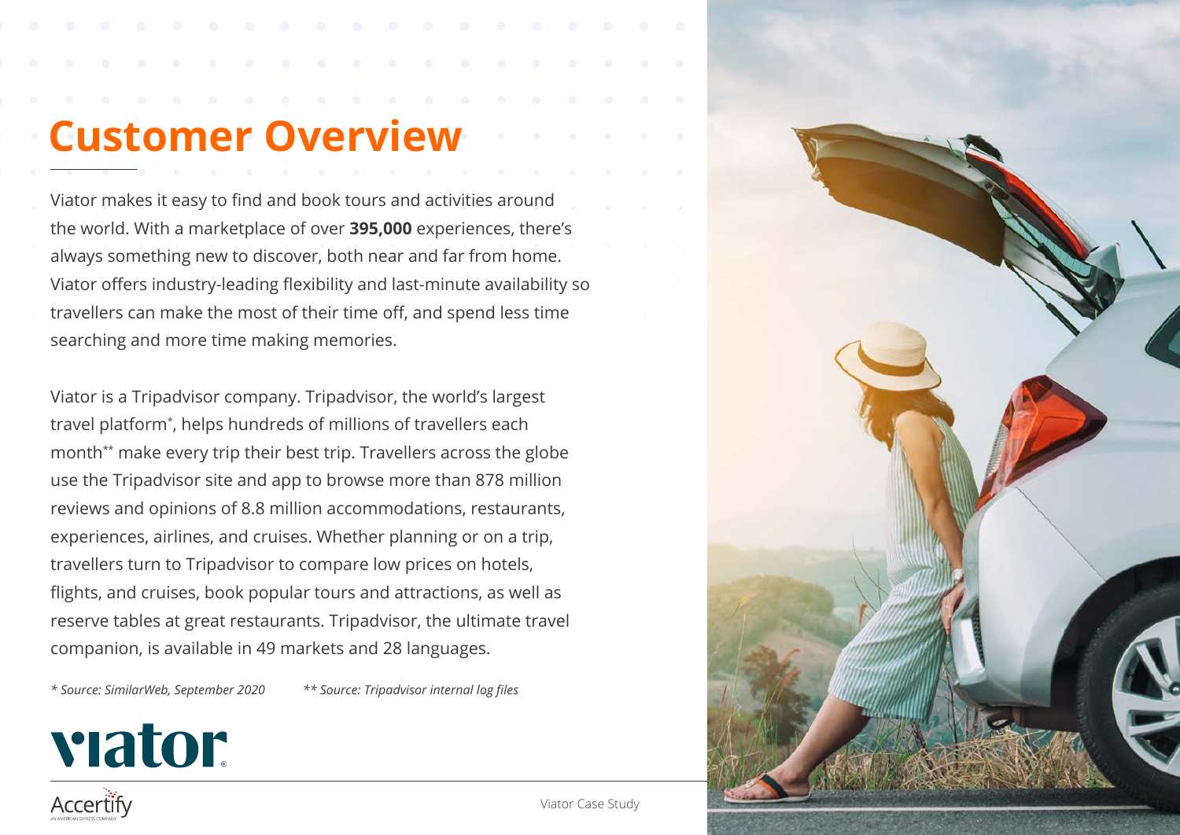# Customer Overview

Viator makes it easy to find and book tours and activities around the world. With a marketplace of over **395,000** experiences, there's always something new to discover, both near and far from home. Viator offers industry-leading flexibility and last-minute availability so travellers can make the most of their time off, and spend less time searching and more time making memories.

Viator is a Tripadvisor company. Tripadvisor, the world's largest travel platform*, helps hundreds of millions of travellers each month** make every trip their best trip. Travellers across the globe use the Tripadvisor site and app to browse more than 878 million reviews and opinions of 8.8 million accommodations, restaurants, experiences, airlines, and cruises. Whether planning or on a trip, travellers turn to Tripadvisor to compare low prices on hotels, flights, and cruises, book popular tours and attractions, as well as reserve tables at great restaurants. Tripadvisor, the ultimate travel companion, is available in 49 markets and 28 languages.

*\* Source: SimilarWeb, September 2020*  *\*\* Source: Tripadvisor internal log files*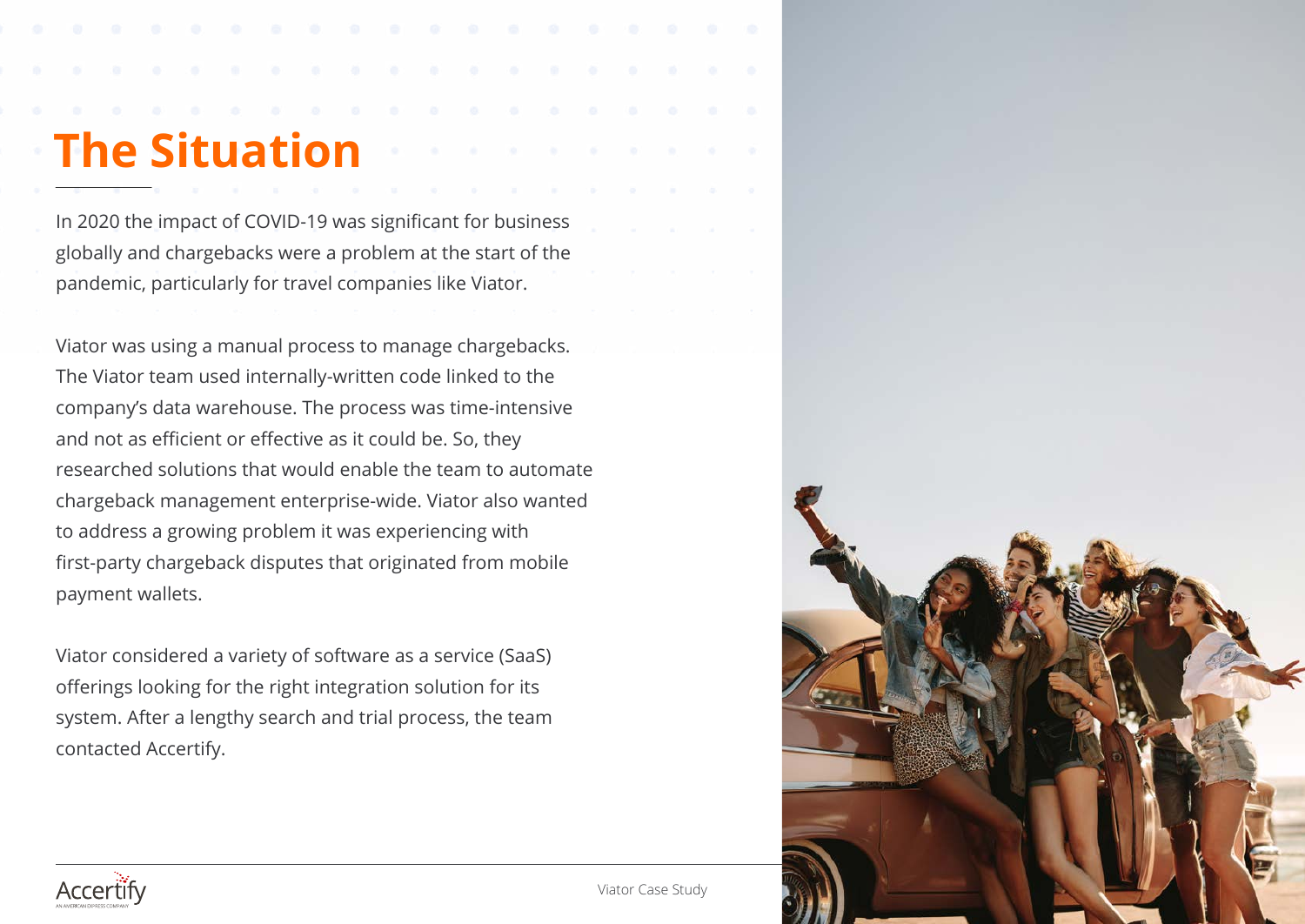# The Situation

In 2020 the impact of COVID-19 was significant for business globally and chargebacks were a problem at the start of the pandemic, particularly for travel companies like Viator.

Viator was using a manual process to manage chargebacks. The Viator team used internally-written code linked to the company's data warehouse. The process was time-intensive and not as efficient or effective as it could be. So, they researched solutions that would enable the team to automate chargeback management enterprise-wide. Viator also wanted to address a growing problem it was experiencing with first-party chargeback disputes that originated from mobile payment wallets.

Viator considered a variety of software as a service (SaaS) offerings looking for the right integration solution for its system. After a lengthy search and trial process, the team contacted Accertify.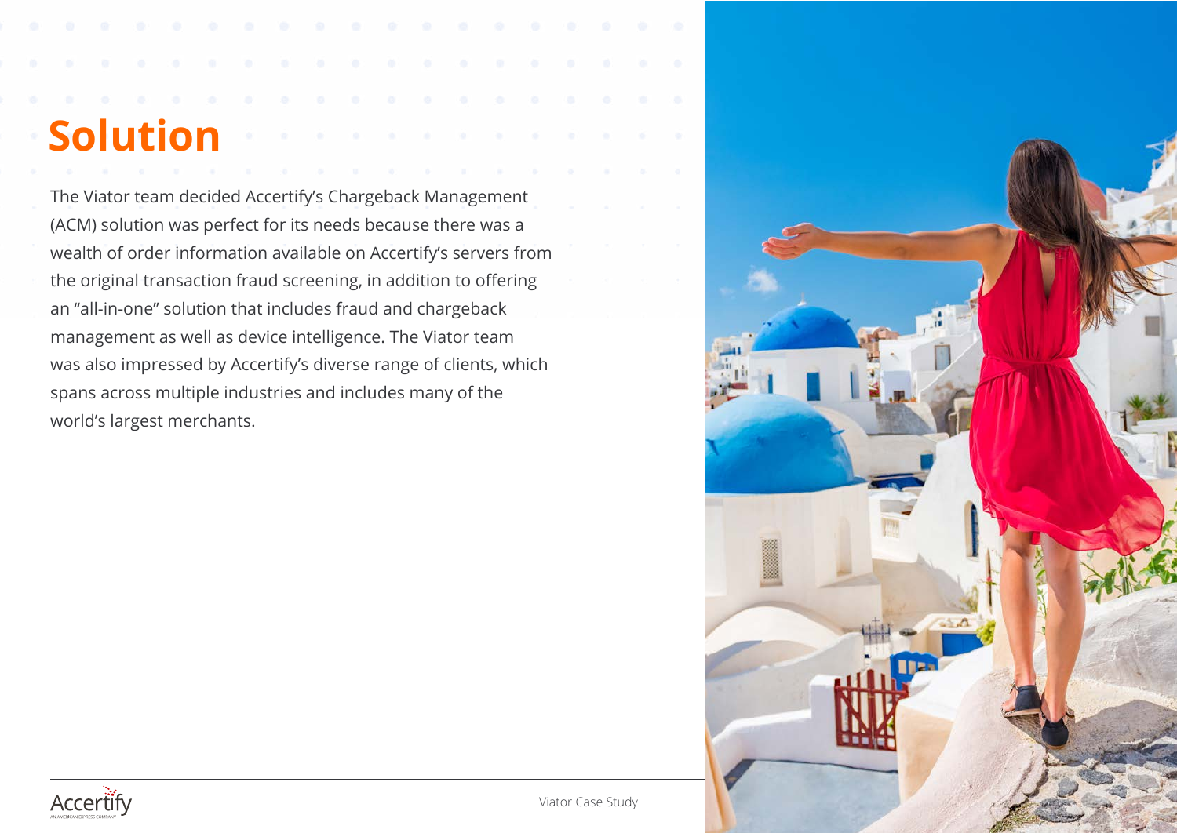# Solution

The Viator team decided Accertify's Chargeback Management (ACM) solution was perfect for its needs because there was a wealth of order information available on Accertify's servers from the original transaction fraud screening, in addition to offering an "all-in-one" solution that includes fraud and chargeback management as well as device intelligence. The Viator team was also impressed by Accertify's diverse range of clients, which spans across multiple industries and includes many of the world's largest merchants.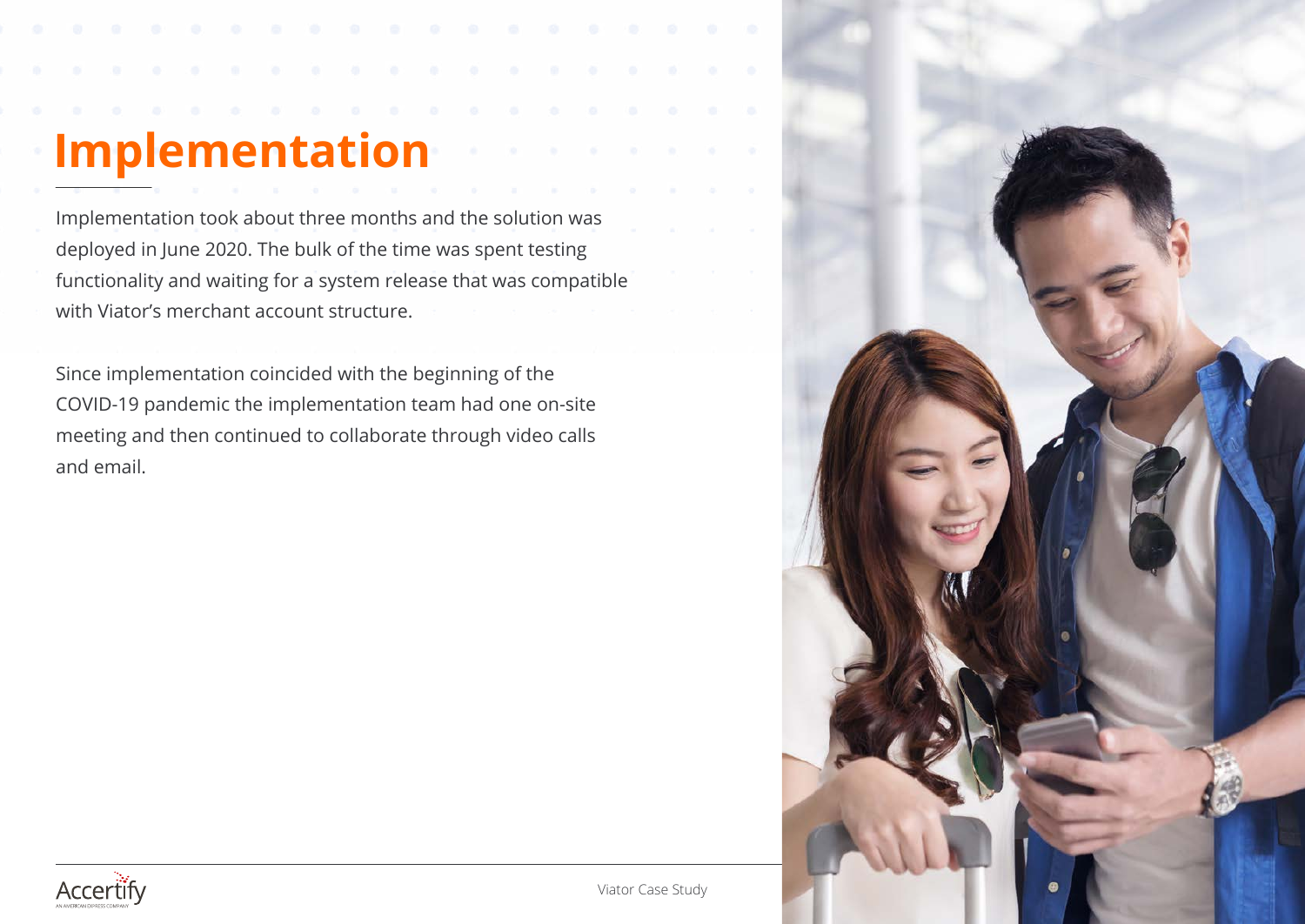# Implementation

Implementation took about three months and the solution was deployed in June 2020. The bulk of the time was spent testing functionality and waiting for a system release that was compatible with Viator's merchant account structure.

Since implementation coincided with the beginning of the COVID-19 pandemic the implementation team had one on-site meeting and then continued to collaborate through video calls and email.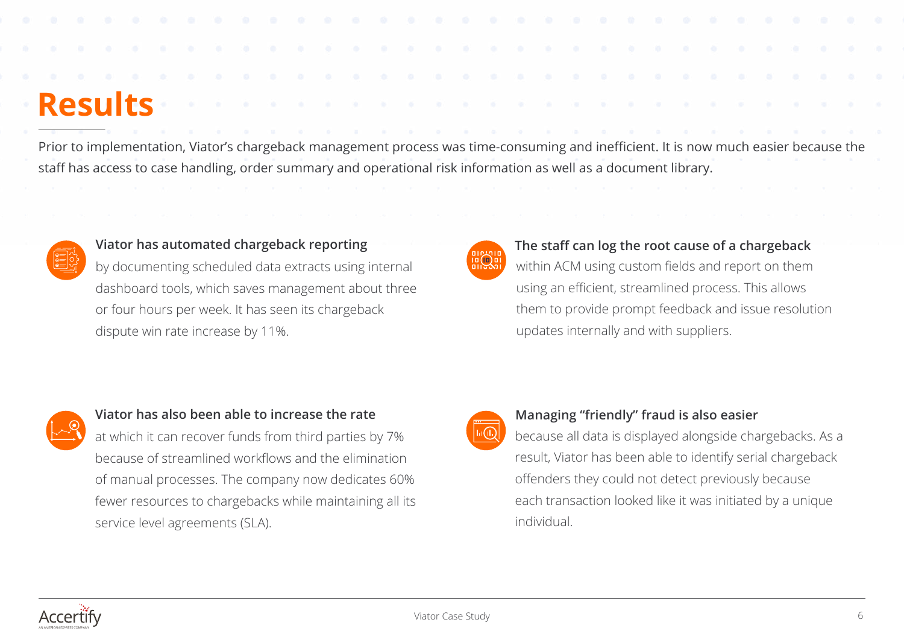# Results

Prior to implementation, Viator's chargeback management process was time-consuming and inefficient. It is now much easier because the staff has access to case handling, order summary and operational risk information as well as a document library.

**Viator has automated chargeback reporting** by documenting scheduled data extracts using internal dashboard tools, which saves management about three or four hours per week. It has seen its chargeback dispute win rate increase by 11%.

**Viator has also been able to increase the rate** at which it can recover funds from third parties by 7% because of streamlined workflows and the elimination of manual processes. The company now dedicates 60% fewer resources to chargebacks while maintaining all its service level agreements (SLA).

**The staff can log the root cause of a chargeback** within ACM using custom fields and report on them using an efficient, streamlined process. This allows them to provide prompt feedback and issue resolution updates internally and with suppliers.

**Managing "friendly" fraud is also easier** because all data is displayed alongside chargebacks. As a result, Viator has been able to identify serial chargeback offenders they could not detect previously because each transaction looked like it was initiated by a unique individual.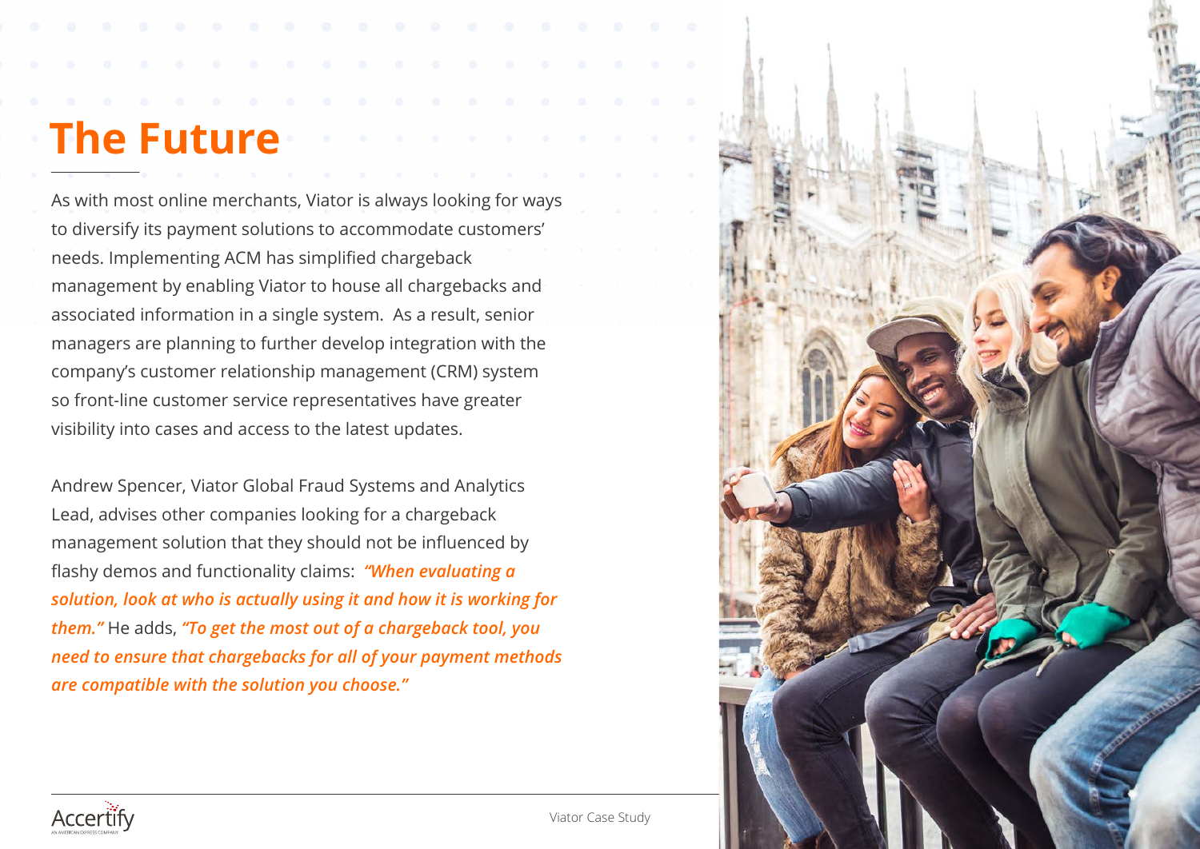# The Future

As with most online merchants, Viator is always looking for ways to diversify its payment solutions to accommodate customers' needs. Implementing ACM has simplified chargeback management by enabling Viator to house all chargebacks and associated information in a single system. As a result, senior managers are planning to further develop integration with the company's customer relationship management (CRM) system so front-line customer service representatives have greater visibility into cases and access to the latest updates.

Andrew Spencer, Viator Global Fraud Systems and Analytics Lead, advises other companies looking for a chargeback management solution that they should not be influenced by flashy demos and functionality claims: ***"When evaluating a solution, look at who is actually using it and how it is working for them."*** He adds, ***"To get the most out of a chargeback tool, you need to ensure that chargebacks for all of your payment methods are compatible with the solution you choose."***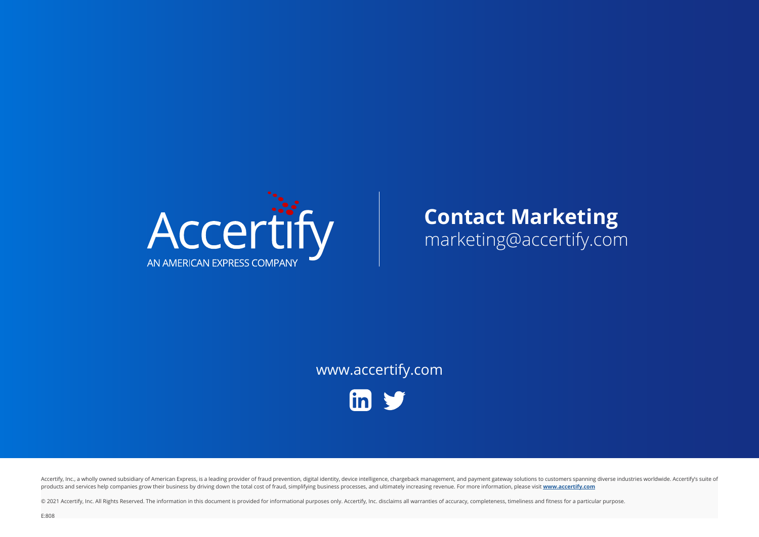Accertify

AN AMERICAN EXPRESS COMPANY

## Contact Marketing

marketing@accertify.com

www.accertify.com

Accertify, Inc., a wholly owned subsidiary of American Express, is a leading provider of fraud prevention, digital identity, device intelligence, chargeback management, and payment gateway solutions to customers spanning diverse industries worldwide. Accertify's suite of products and services help companies grow their business by driving down the total cost of fraud, simplifying business processes, and ultimately increasing revenue. For more information, please visit **www.accertify.com**

© 2021 Accertify, Inc. All Rights Reserved. The information in this document is provided for informational purposes only. Accertify, Inc. disclaims all warranties of accuracy, completeness, timeliness and fitness for a particular purpose.

E:808